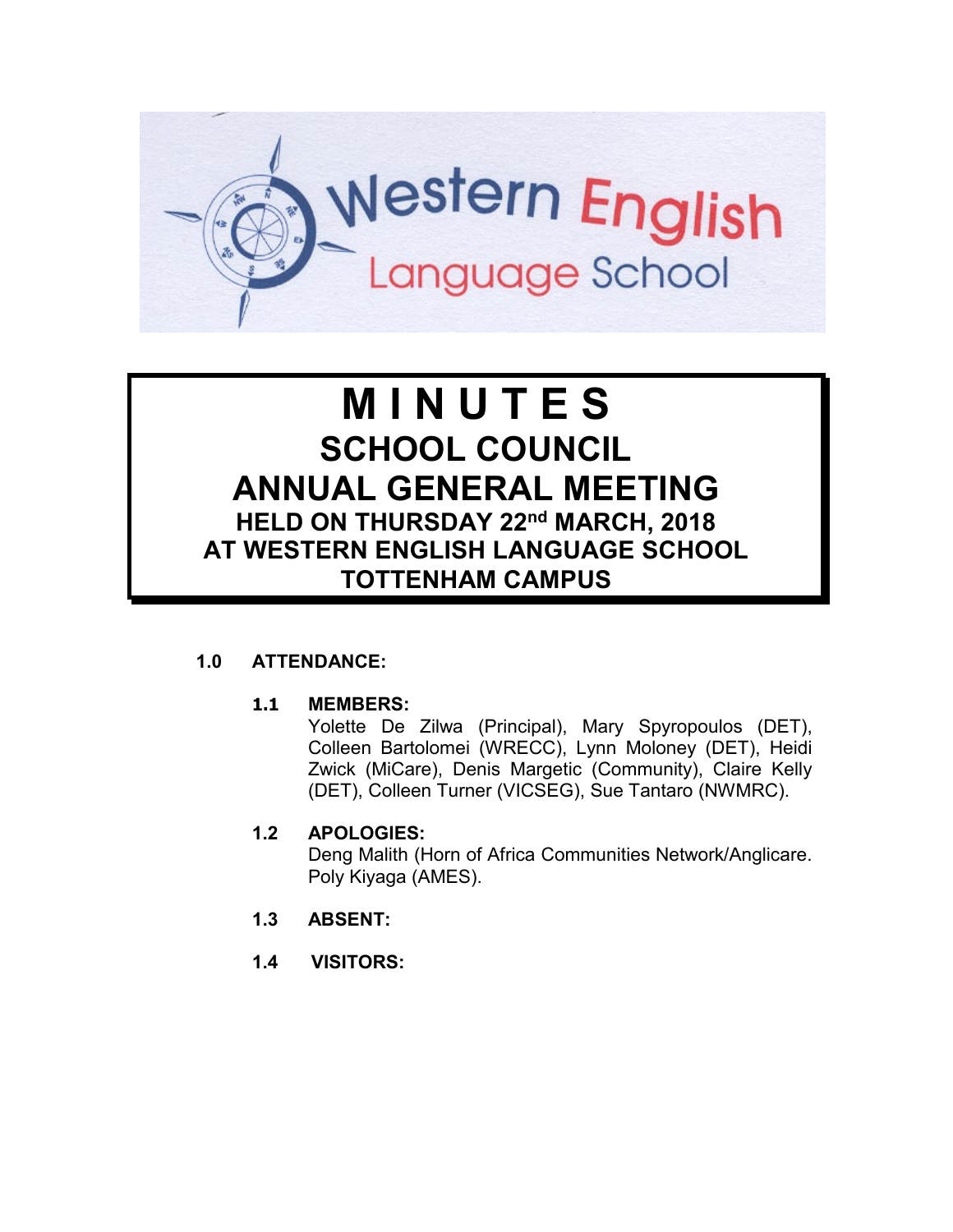Western English Language School

# MINUTES

## SCHOOL COUNCIL

## ANNUAL GENERAL MEETING

### HELD ON THURSDAY 22nd MARCH, 2018
### AT WESTERN ENGLISH LANGUAGE SCHOOL
### TOTTENHAM CAMPUS

**1.0 ATTENDANCE:**

**1.1 MEMBERS:**
Yolette De Zilwa (Principal), Mary Spyropoulos (DET), Colleen Bartolomei (WRECC), Lynn Moloney (DET), Heidi Zwick (MiCare), Denis Margetic (Community), Claire Kelly (DET), Colleen Turner (VICSEG), Sue Tantaro (NWMRC).

**1.2 APOLOGIES:**
Deng Malith (Horn of Africa Communities Network/Anglicare. Poly Kiyaga (AMES).

**1.3 ABSENT:**

**1.4 VISITORS:**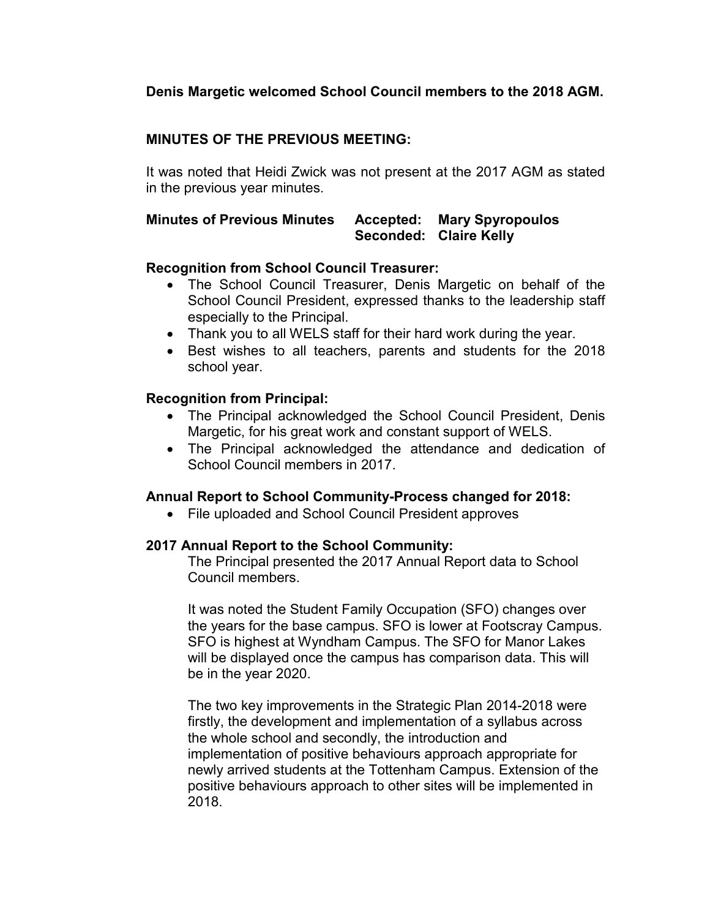**Denis Margetic welcomed School Council members to the 2018 AGM.**

**MINUTES OF THE PREVIOUS MEETING:**

It was noted that Heidi Zwick was not present at the 2017 AGM as stated in the previous year minutes.

**Minutes of Previous Minutes** **Accepted: Mary Spyropoulos**
**Seconded: Claire Kelly**

**Recognition from School Council Treasurer:**

- The School Council Treasurer, Denis Margetic on behalf of the School Council President, expressed thanks to the leadership staff especially to the Principal.
- Thank you to all WELS staff for their hard work during the year.
- Best wishes to all teachers, parents and students for the 2018 school year.

**Recognition from Principal:**

- The Principal acknowledged the School Council President, Denis Margetic, for his great work and constant support of WELS.
- The Principal acknowledged the attendance and dedication of School Council members in 2017.

**Annual Report to School Community-Process changed for 2018:**

- File uploaded and School Council President approves

**2017 Annual Report to the School Community:**

The Principal presented the 2017 Annual Report data to School Council members.

It was noted the Student Family Occupation (SFO) changes over the years for the base campus. SFO is lower at Footscray Campus. SFO is highest at Wyndham Campus. The SFO for Manor Lakes will be displayed once the campus has comparison data. This will be in the year 2020.

The two key improvements in the Strategic Plan 2014-2018 were firstly, the development and implementation of a syllabus across the whole school and secondly, the introduction and implementation of positive behaviours approach appropriate for newly arrived students at the Tottenham Campus. Extension of the positive behaviours approach to other sites will be implemented in 2018.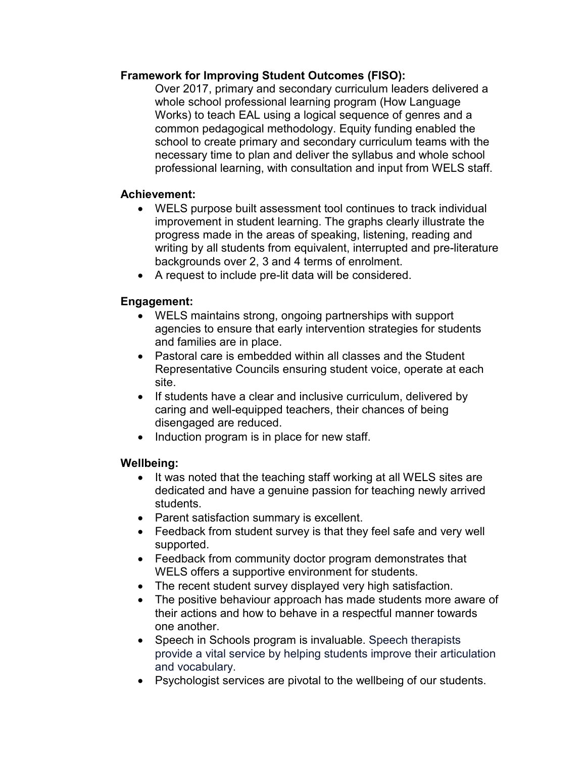**Framework for Improving Student Outcomes (FISO):**

Over 2017, primary and secondary curriculum leaders delivered a whole school professional learning program (How Language Works) to teach EAL using a logical sequence of genres and a common pedagogical methodology. Equity funding enabled the school to create primary and secondary curriculum teams with the necessary time to plan and deliver the syllabus and whole school professional learning, with consultation and input from WELS staff.

**Achievement:**

- WELS purpose built assessment tool continues to track individual improvement in student learning. The graphs clearly illustrate the progress made in the areas of speaking, listening, reading and writing by all students from equivalent, interrupted and pre-literature backgrounds over 2, 3 and 4 terms of enrolment.
- A request to include pre-lit data will be considered.

**Engagement:**

- WELS maintains strong, ongoing partnerships with support agencies to ensure that early intervention strategies for students and families are in place.
- Pastoral care is embedded within all classes and the Student Representative Councils ensuring student voice, operate at each site.
- If students have a clear and inclusive curriculum, delivered by caring and well-equipped teachers, their chances of being disengaged are reduced.
- Induction program is in place for new staff.

**Wellbeing:**

- It was noted that the teaching staff working at all WELS sites are dedicated and have a genuine passion for teaching newly arrived students.
- Parent satisfaction summary is excellent.
- Feedback from student survey is that they feel safe and very well supported.
- Feedback from community doctor program demonstrates that WELS offers a supportive environment for students.
- The recent student survey displayed very high satisfaction.
- The positive behaviour approach has made students more aware of their actions and how to behave in a respectful manner towards one another.
- Speech in Schools program is invaluable. Speech therapists provide a vital service by helping students improve their articulation and vocabulary.
- Psychologist services are pivotal to the wellbeing of our students.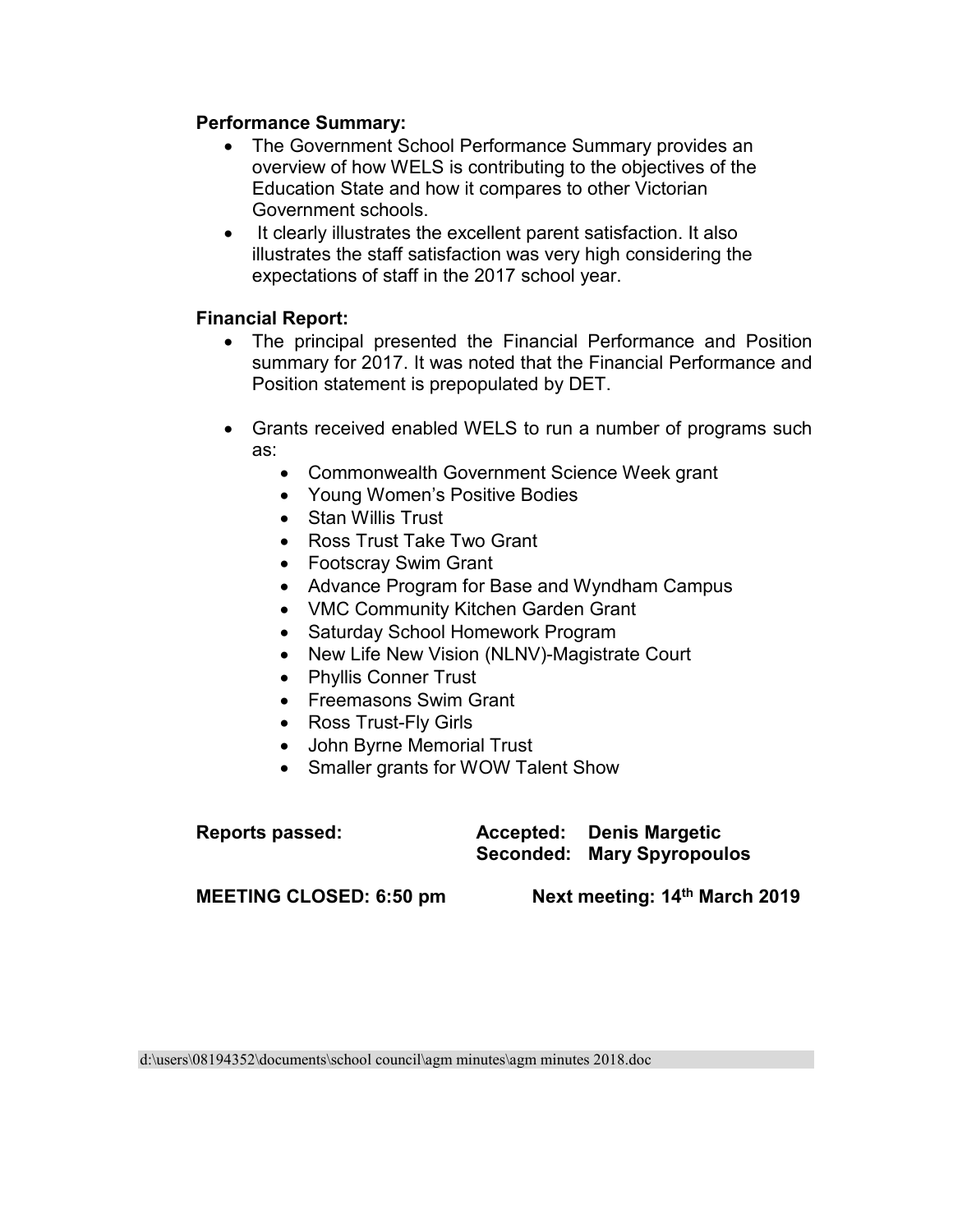**Performance Summary:**

- The Government School Performance Summary provides an overview of how WELS is contributing to the objectives of the Education State and how it compares to other Victorian Government schools.
- It clearly illustrates the excellent parent satisfaction. It also illustrates the staff satisfaction was very high considering the expectations of staff in the 2017 school year.

**Financial Report:**

- The principal presented the Financial Performance and Position summary for 2017. It was noted that the Financial Performance and Position statement is prepopulated by DET.
- Grants received enabled WELS to run a number of programs such as:
  - Commonwealth Government Science Week grant
  - Young Women's Positive Bodies
  - Stan Willis Trust
  - Ross Trust Take Two Grant
  - Footscray Swim Grant
  - Advance Program for Base and Wyndham Campus
  - VMC Community Kitchen Garden Grant
  - Saturday School Homework Program
  - New Life New Vision (NLNV)-Magistrate Court
  - Phyllis Conner Trust
  - Freemasons Swim Grant
  - Ross Trust-Fly Girls
  - John Byrne Memorial Trust
  - Smaller grants for WOW Talent Show

**Reports passed:** **Accepted: Denis Margetic**
**Seconded: Mary Spyropoulos**

**MEETING CLOSED: 6:50 pm** **Next meeting: 14th March 2019**

d:\users\08194352\documents\school council\agm minutes\agm minutes 2018.doc